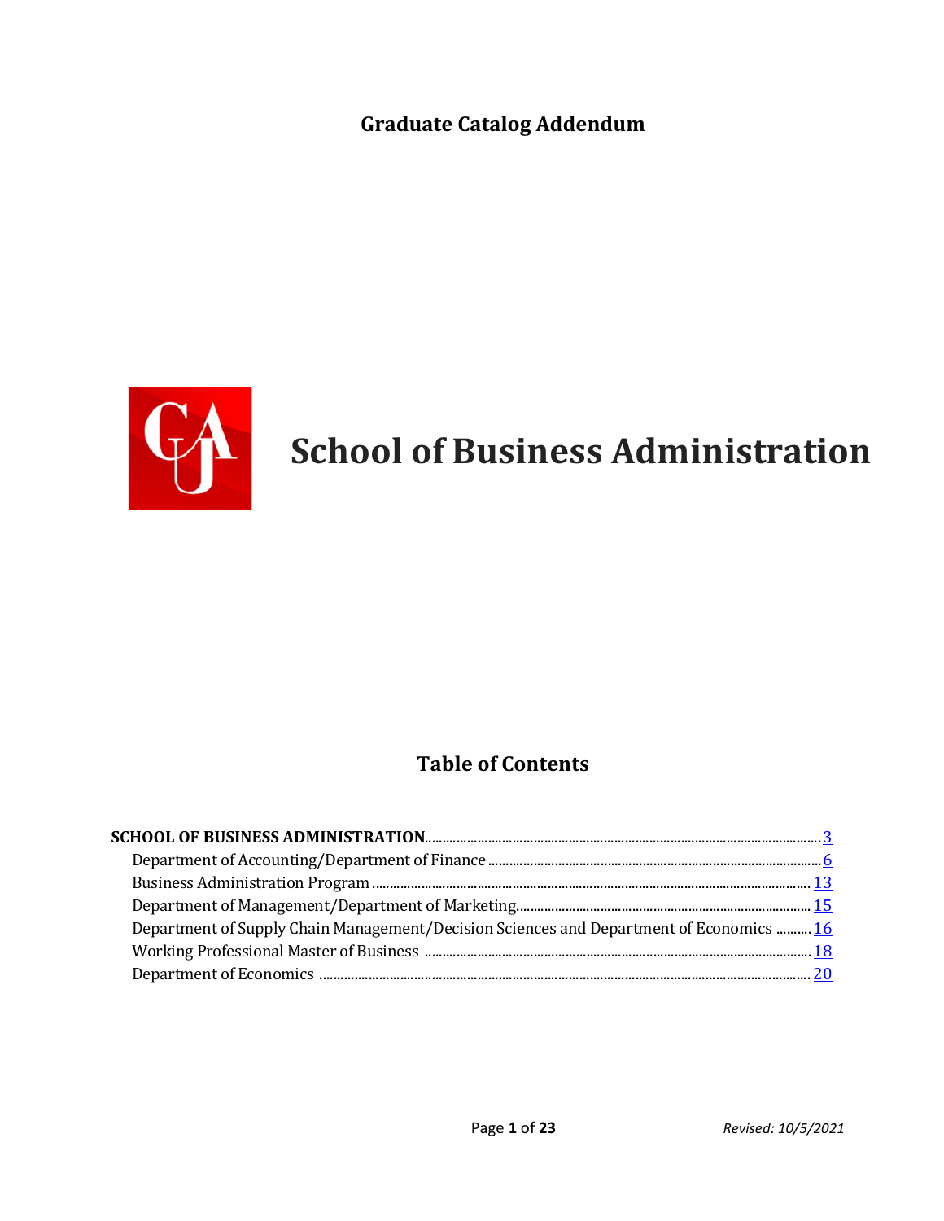**Graduate Catalog Addendum**

# School of Business Administration

## Table of Contents

**SCHOOL OF BUSINESS ADMINISTRATION** .......... 3

- Department of Accounting/Department of Finance .......... 6
- Business Administration Program .......... 13
- Department of Management/Department of Marketing .......... 15
- Department of Supply Chain Management/Decision Sciences and Department of Economics .......... 16
- Working Professional Master of Business .......... 18
- Department of Economics .......... 20

*Revised: 10/5/2021*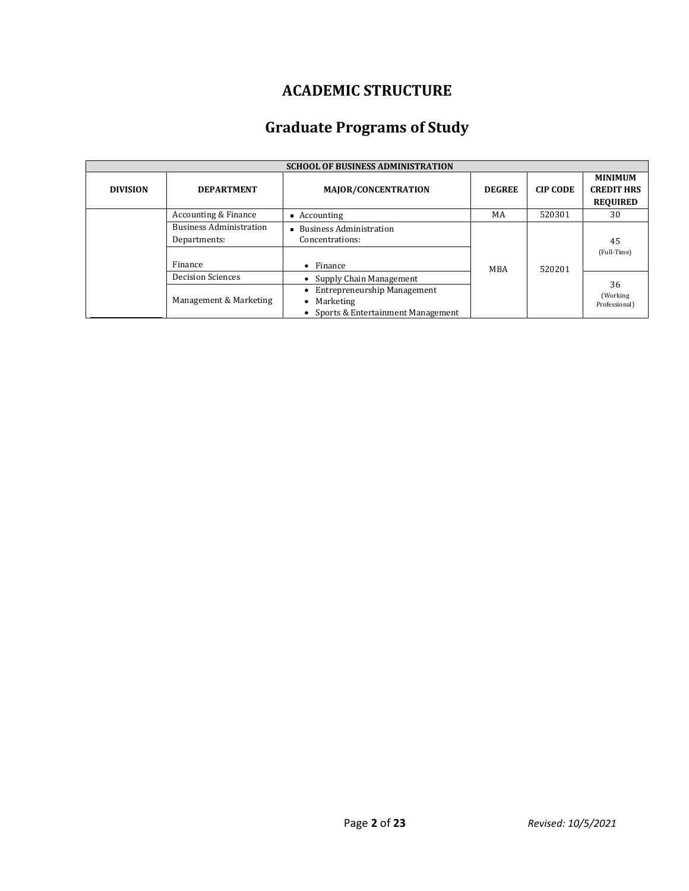# ACADEMIC STRUCTURE

## Graduate Programs of Study

| SCHOOL OF BUSINESS ADMINISTRATION | | | | | |
|---|---|---|---|---|---|
| **DIVISION** | **DEPARTMENT** | **MAJOR/CONCENTRATION** | **DEGREE** | **CIP CODE** | **MINIMUM CREDIT HRS REQUIRED** |
| | Accounting & Finance | ▪ Accounting | MA | 520301 | 30 |
| | Business Administration Departments: | ▪ Business Administration Concentrations: | MBA | 520201 | 45 (Full-Time) |
| | Finance | • Finance | | | |
| | Decision Sciences | • Supply Chain Management | | | 36 (Working Professional) |
| | Management & Marketing | • Entrepreneurship Management<br>• Marketing<br>• Sports & Entertainment Management | | | |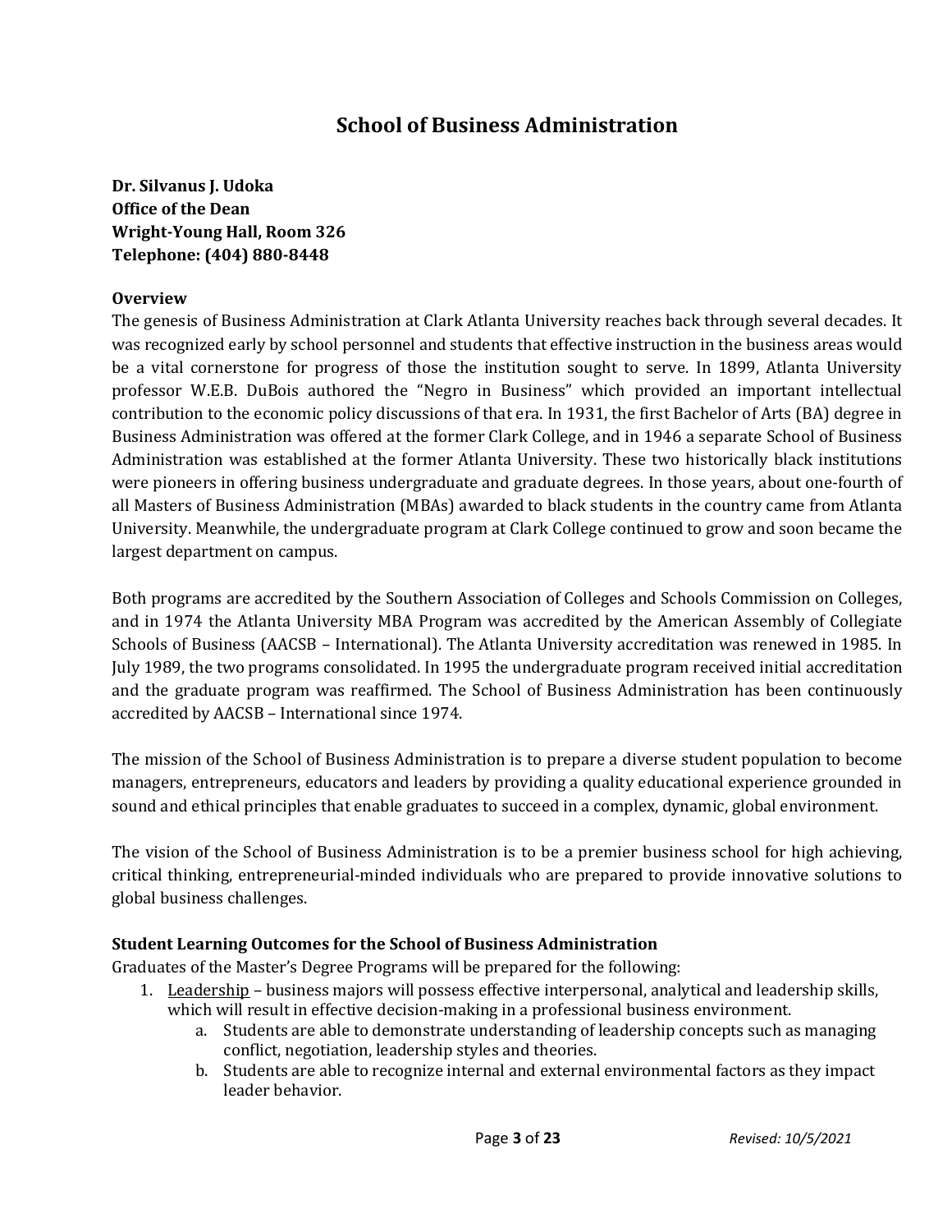# School of Business Administration

**Dr. Silvanus J. Udoka**
**Office of the Dean**
**Wright-Young Hall, Room 326**
**Telephone: (404) 880-8448**

### Overview

The genesis of Business Administration at Clark Atlanta University reaches back through several decades. It was recognized early by school personnel and students that effective instruction in the business areas would be a vital cornerstone for progress of those the institution sought to serve. In 1899, Atlanta University professor W.E.B. DuBois authored the "Negro in Business" which provided an important intellectual contribution to the economic policy discussions of that era. In 1931, the first Bachelor of Arts (BA) degree in Business Administration was offered at the former Clark College, and in 1946 a separate School of Business Administration was established at the former Atlanta University. These two historically black institutions were pioneers in offering business undergraduate and graduate degrees. In those years, about one-fourth of all Masters of Business Administration (MBAs) awarded to black students in the country came from Atlanta University. Meanwhile, the undergraduate program at Clark College continued to grow and soon became the largest department on campus.

Both programs are accredited by the Southern Association of Colleges and Schools Commission on Colleges, and in 1974 the Atlanta University MBA Program was accredited by the American Assembly of Collegiate Schools of Business (AACSB – International). The Atlanta University accreditation was renewed in 1985. In July 1989, the two programs consolidated. In 1995 the undergraduate program received initial accreditation and the graduate program was reaffirmed. The School of Business Administration has been continuously accredited by AACSB – International since 1974.

The mission of the School of Business Administration is to prepare a diverse student population to become managers, entrepreneurs, educators and leaders by providing a quality educational experience grounded in sound and ethical principles that enable graduates to succeed in a complex, dynamic, global environment.

The vision of the School of Business Administration is to be a premier business school for high achieving, critical thinking, entrepreneurial-minded individuals who are prepared to provide innovative solutions to global business challenges.

### Student Learning Outcomes for the School of Business Administration

Graduates of the Master's Degree Programs will be prepared for the following:

1. <u>Leadership</u> – business majors will possess effective interpersonal, analytical and leadership skills, which will result in effective decision-making in a professional business environment.
    a. Students are able to demonstrate understanding of leadership concepts such as managing conflict, negotiation, leadership styles and theories.
    b. Students are able to recognize internal and external environmental factors as they impact leader behavior.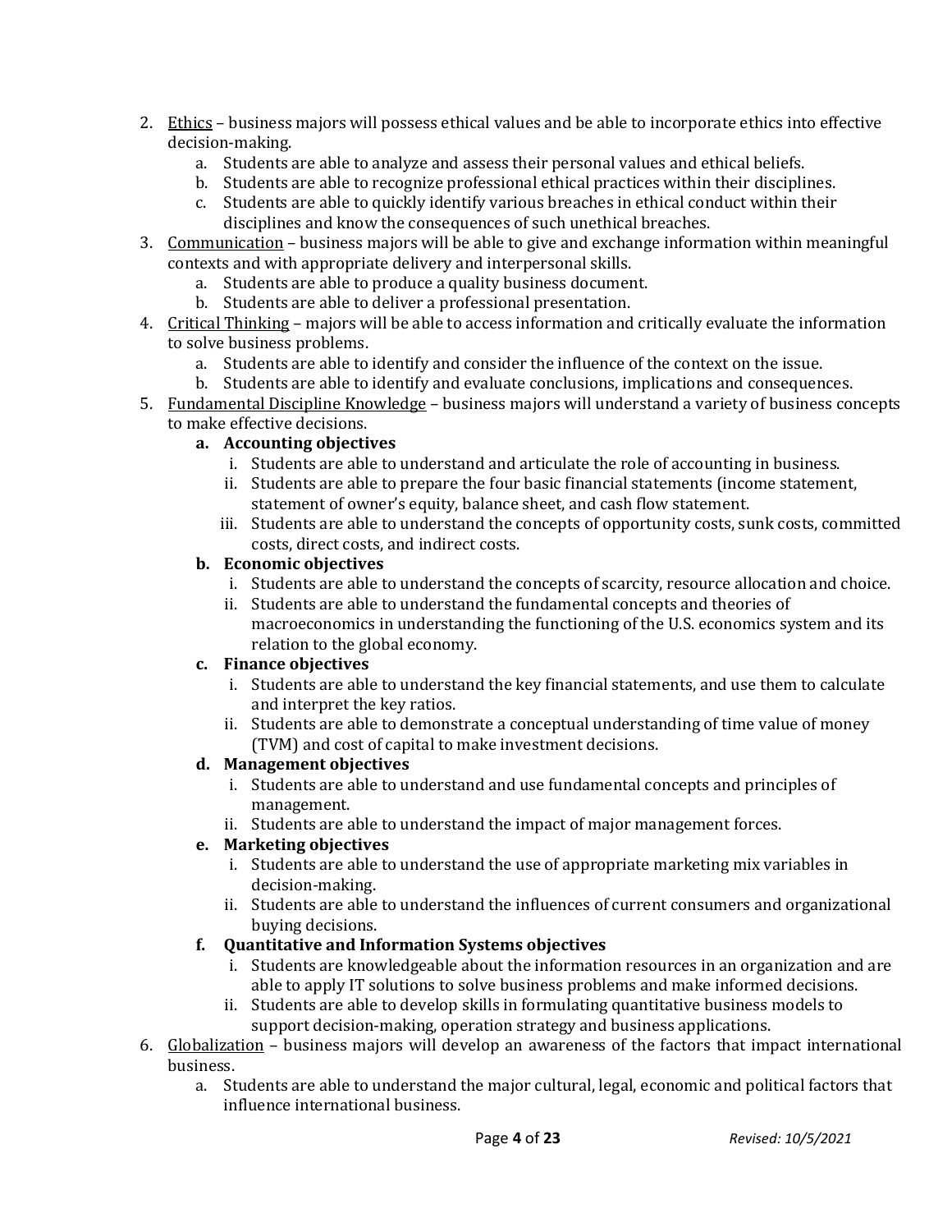2. <u>Ethics</u> – business majors will possess ethical values and be able to incorporate ethics into effective decision-making.
    a. Students are able to analyze and assess their personal values and ethical beliefs.
    b. Students are able to recognize professional ethical practices within their disciplines.
    c. Students are able to quickly identify various breaches in ethical conduct within their disciplines and know the consequences of such unethical breaches.
3. <u>Communication</u> – business majors will be able to give and exchange information within meaningful contexts and with appropriate delivery and interpersonal skills.
    a. Students are able to produce a quality business document.
    b. Students are able to deliver a professional presentation.
4. <u>Critical Thinking</u> – majors will be able to access information and critically evaluate the information to solve business problems.
    a. Students are able to identify and consider the influence of the context on the issue.
    b. Students are able to identify and evaluate conclusions, implications and consequences.
5. <u>Fundamental Discipline Knowledge</u> – business majors will understand a variety of business concepts to make effective decisions.
    a. **Accounting objectives**
        i. Students are able to understand and articulate the role of accounting in business.
        ii. Students are able to prepare the four basic financial statements (income statement, statement of owner's equity, balance sheet, and cash flow statement.
        iii. Students are able to understand the concepts of opportunity costs, sunk costs, committed costs, direct costs, and indirect costs.
    b. **Economic objectives**
        i. Students are able to understand the concepts of scarcity, resource allocation and choice.
        ii. Students are able to understand the fundamental concepts and theories of macroeconomics in understanding the functioning of the U.S. economics system and its relation to the global economy.
    c. **Finance objectives**
        i. Students are able to understand the key financial statements, and use them to calculate and interpret the key ratios.
        ii. Students are able to demonstrate a conceptual understanding of time value of money (TVM) and cost of capital to make investment decisions.
    d. **Management objectives**
        i. Students are able to understand and use fundamental concepts and principles of management.
        ii. Students are able to understand the impact of major management forces.
    e. **Marketing objectives**
        i. Students are able to understand the use of appropriate marketing mix variables in decision-making.
        ii. Students are able to understand the influences of current consumers and organizational buying decisions.
    f. **Quantitative and Information Systems objectives**
        i. Students are knowledgeable about the information resources in an organization and are able to apply IT solutions to solve business problems and make informed decisions.
        ii. Students are able to develop skills in formulating quantitative business models to support decision-making, operation strategy and business applications.
6. <u>Globalization</u> – business majors will develop an awareness of the factors that impact international business.
    a. Students are able to understand the major cultural, legal, economic and political factors that influence international business.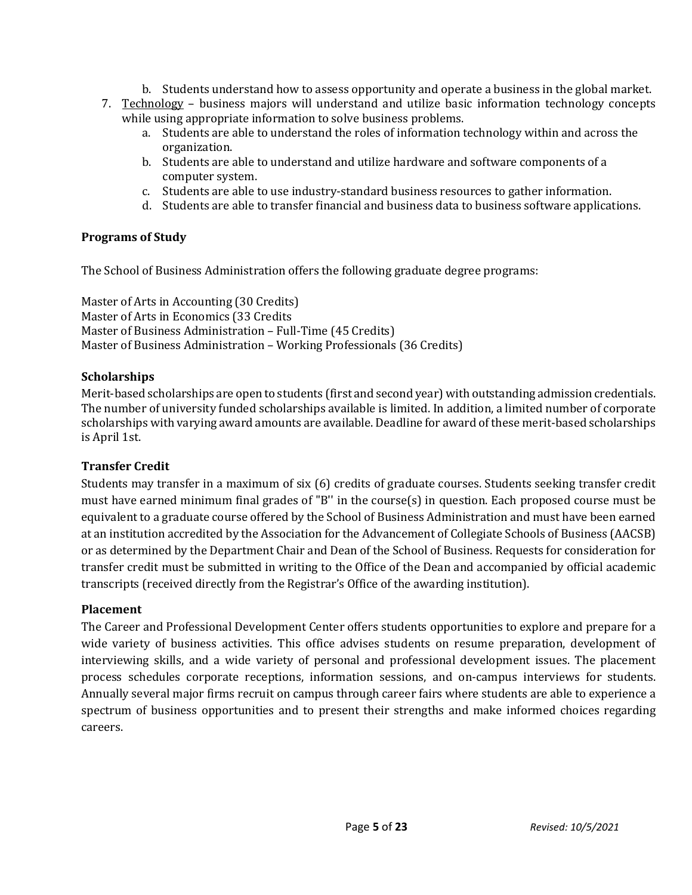b. Students understand how to assess opportunity and operate a business in the global market.

7. Technology – business majors will understand and utilize basic information technology concepts while using appropriate information to solve business problems.
   a. Students are able to understand the roles of information technology within and across the organization.
   b. Students are able to understand and utilize hardware and software components of a computer system.
   c. Students are able to use industry-standard business resources to gather information.
   d. Students are able to transfer financial and business data to business software applications.

### Programs of Study

The School of Business Administration offers the following graduate degree programs:

Master of Arts in Accounting (30 Credits)
Master of Arts in Economics (33 Credits
Master of Business Administration – Full-Time (45 Credits)
Master of Business Administration – Working Professionals (36 Credits)

### Scholarships

Merit-based scholarships are open to students (first and second year) with outstanding admission credentials. The number of university funded scholarships available is limited. In addition, a limited number of corporate scholarships with varying award amounts are available. Deadline for award of these merit-based scholarships is April 1st.

### Transfer Credit

Students may transfer in a maximum of six (6) credits of graduate courses. Students seeking transfer credit must have earned minimum final grades of "B'' in the course(s) in question. Each proposed course must be equivalent to a graduate course offered by the School of Business Administration and must have been earned at an institution accredited by the Association for the Advancement of Collegiate Schools of Business (AACSB) or as determined by the Department Chair and Dean of the School of Business. Requests for consideration for transfer credit must be submitted in writing to the Office of the Dean and accompanied by official academic transcripts (received directly from the Registrar's Office of the awarding institution).

### Placement

The Career and Professional Development Center offers students opportunities to explore and prepare for a wide variety of business activities. This office advises students on resume preparation, development of interviewing skills, and a wide variety of personal and professional development issues. The placement process schedules corporate receptions, information sessions, and on-campus interviews for students. Annually several major firms recruit on campus through career fairs where students are able to experience a spectrum of business opportunities and to present their strengths and make informed choices regarding careers.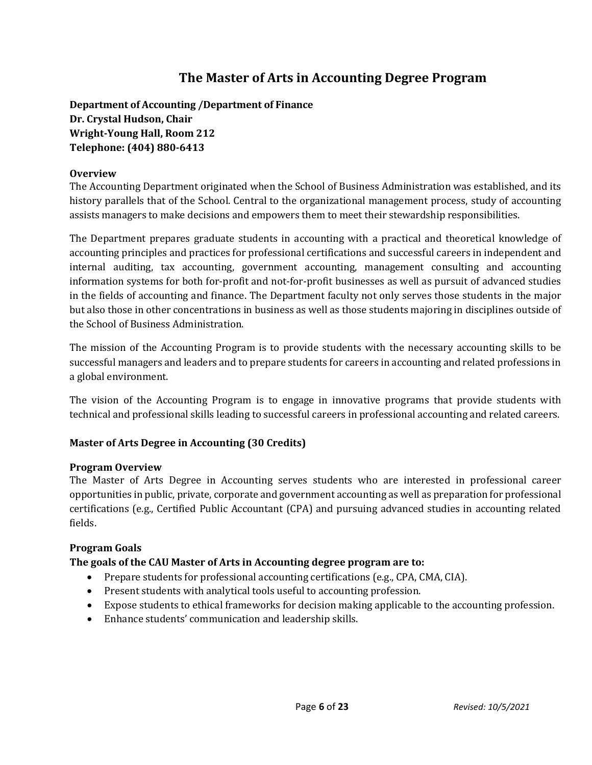# The Master of Arts in Accounting Degree Program

**Department of Accounting /Department of Finance**
**Dr. Crystal Hudson, Chair**
**Wright-Young Hall, Room 212**
**Telephone: (404) 880-6413**

### Overview

The Accounting Department originated when the School of Business Administration was established, and its history parallels that of the School. Central to the organizational management process, study of accounting assists managers to make decisions and empowers them to meet their stewardship responsibilities.

The Department prepares graduate students in accounting with a practical and theoretical knowledge of accounting principles and practices for professional certifications and successful careers in independent and internal auditing, tax accounting, government accounting, management consulting and accounting information systems for both for-profit and not-for-profit businesses as well as pursuit of advanced studies in the fields of accounting and finance. The Department faculty not only serves those students in the major but also those in other concentrations in business as well as those students majoring in disciplines outside of the School of Business Administration.

The mission of the Accounting Program is to provide students with the necessary accounting skills to be successful managers and leaders and to prepare students for careers in accounting and related professions in a global environment.

The vision of the Accounting Program is to engage in innovative programs that provide students with technical and professional skills leading to successful careers in professional accounting and related careers.

### Master of Arts Degree in Accounting (30 Credits)

### Program Overview

The Master of Arts Degree in Accounting serves students who are interested in professional career opportunities in public, private, corporate and government accounting as well as preparation for professional certifications (e.g., Certified Public Accountant (CPA) and pursuing advanced studies in accounting related fields.

### Program Goals

**The goals of the CAU Master of Arts in Accounting degree program are to:**

- Prepare students for professional accounting certifications (e.g., CPA, CMA, CIA).
- Present students with analytical tools useful to accounting profession.
- Expose students to ethical frameworks for decision making applicable to the accounting profession.
- Enhance students' communication and leadership skills.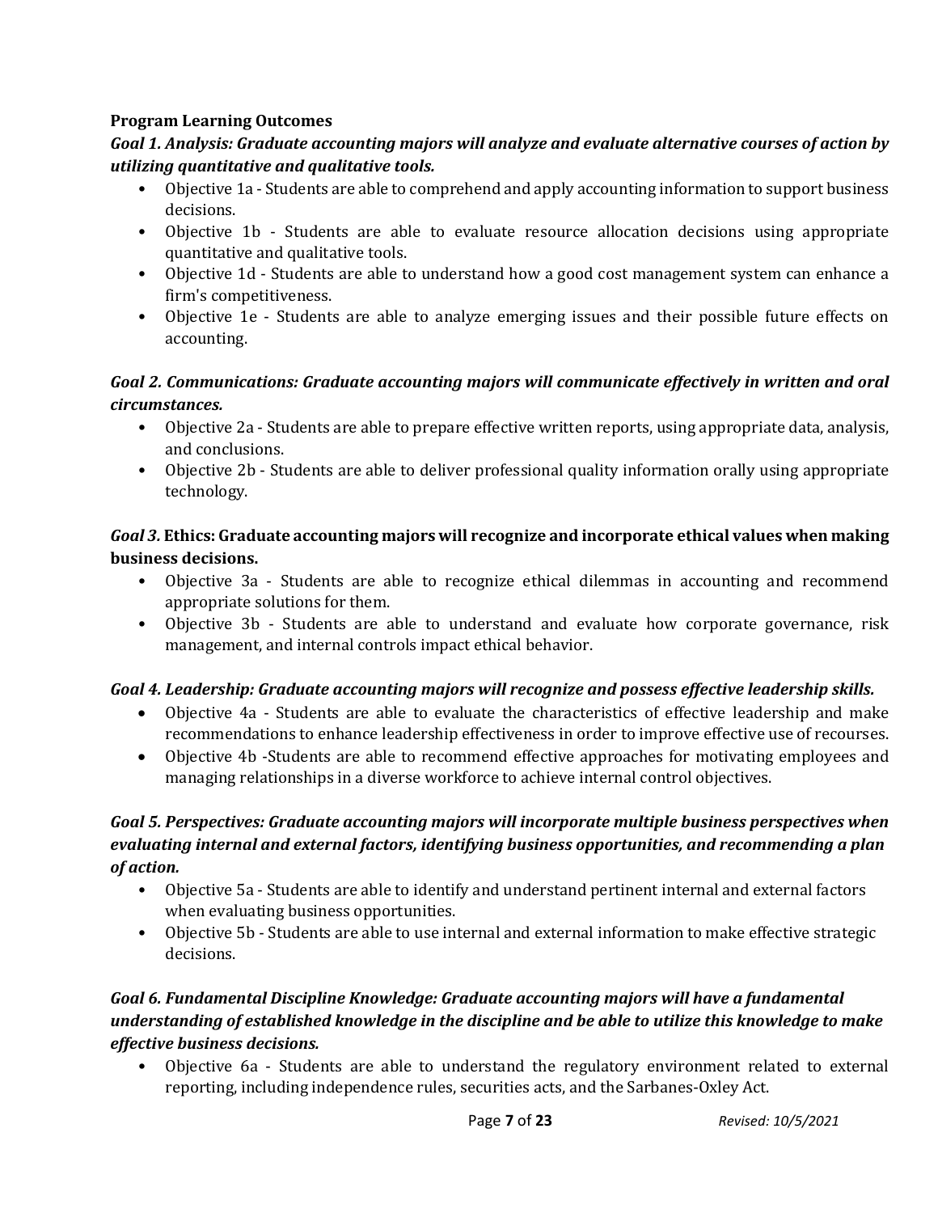**Program Learning Outcomes**

***Goal 1. Analysis: Graduate accounting majors will analyze and evaluate alternative courses of action by utilizing quantitative and qualitative tools.***

- Objective 1a - Students are able to comprehend and apply accounting information to support business decisions.
- Objective 1b - Students are able to evaluate resource allocation decisions using appropriate quantitative and qualitative tools.
- Objective 1d - Students are able to understand how a good cost management system can enhance a firm's competitiveness.
- Objective 1e - Students are able to analyze emerging issues and their possible future effects on accounting.

***Goal 2. Communications: Graduate accounting majors will communicate effectively in written and oral circumstances.***

- Objective 2a - Students are able to prepare effective written reports, using appropriate data, analysis, and conclusions.
- Objective 2b - Students are able to deliver professional quality information orally using appropriate technology.

***Goal 3.* Ethics: Graduate accounting majors will recognize and incorporate ethical values when making business decisions.**

- Objective 3a - Students are able to recognize ethical dilemmas in accounting and recommend appropriate solutions for them.
- Objective 3b - Students are able to understand and evaluate how corporate governance, risk management, and internal controls impact ethical behavior.

***Goal 4. Leadership: Graduate accounting majors will recognize and possess effective leadership skills.***

- Objective 4a - Students are able to evaluate the characteristics of effective leadership and make recommendations to enhance leadership effectiveness in order to improve effective use of recourses.
- Objective 4b -Students are able to recommend effective approaches for motivating employees and managing relationships in a diverse workforce to achieve internal control objectives.

***Goal 5. Perspectives: Graduate accounting majors will incorporate multiple business perspectives when evaluating internal and external factors, identifying business opportunities, and recommending a plan of action.***

- Objective 5a - Students are able to identify and understand pertinent internal and external factors when evaluating business opportunities.
- Objective 5b - Students are able to use internal and external information to make effective strategic decisions.

***Goal 6. Fundamental Discipline Knowledge: Graduate accounting majors will have a fundamental understanding of established knowledge in the discipline and be able to utilize this knowledge to make effective business decisions.***

- Objective 6a - Students are able to understand the regulatory environment related to external reporting, including independence rules, securities acts, and the Sarbanes-Oxley Act.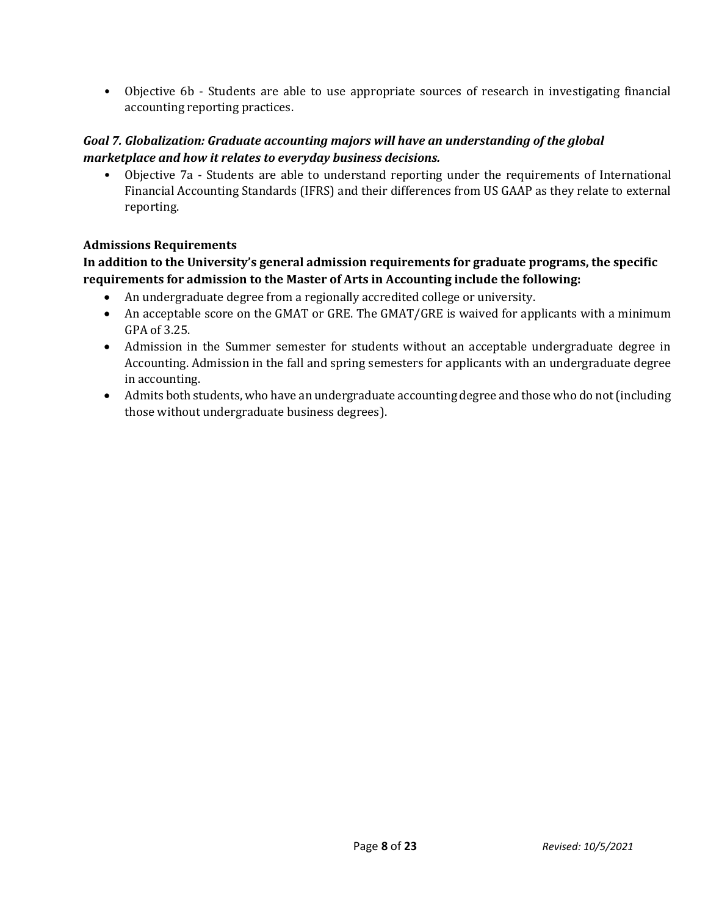- Objective 6b - Students are able to use appropriate sources of research in investigating financial accounting reporting practices.

***Goal 7. Globalization: Graduate accounting majors will have an understanding of the global marketplace and how it relates to everyday business decisions.***

- Objective 7a - Students are able to understand reporting under the requirements of International Financial Accounting Standards (IFRS) and their differences from US GAAP as they relate to external reporting.

**Admissions Requirements**

**In addition to the University's general admission requirements for graduate programs, the specific requirements for admission to the Master of Arts in Accounting include the following:**

- An undergraduate degree from a regionally accredited college or university.
- An acceptable score on the GMAT or GRE. The GMAT/GRE is waived for applicants with a minimum GPA of 3.25.
- Admission in the Summer semester for students without an acceptable undergraduate degree in Accounting. Admission in the fall and spring semesters for applicants with an undergraduate degree in accounting.
- Admits both students, who have an undergraduate accounting degree and those who do not (including those without undergraduate business degrees).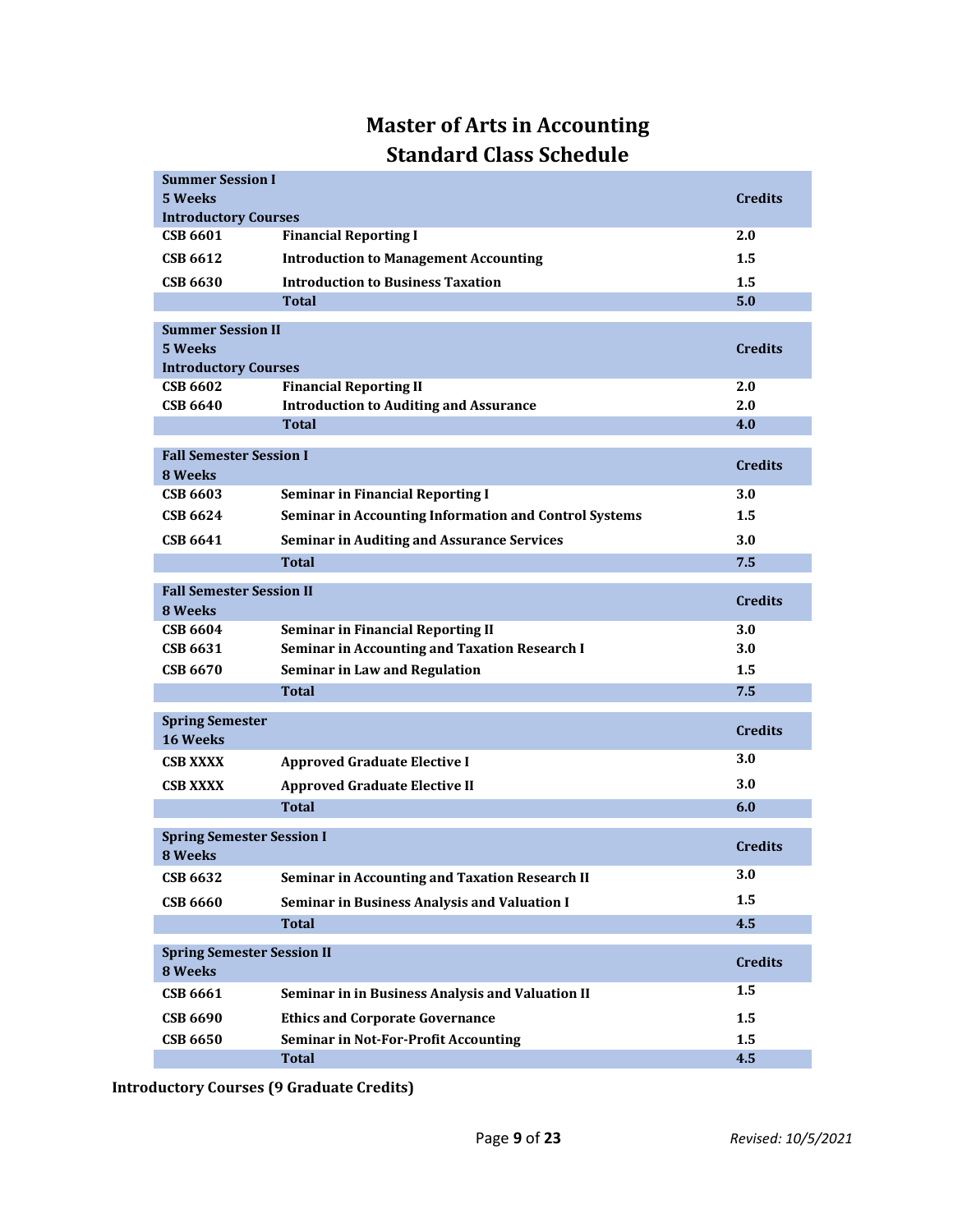# Master of Arts in Accounting
## Standard Class Schedule

| Summer Session I<br>5 Weeks<br>Introductory Courses | | Credits |
|---|---|---|
| CSB 6601 | Financial Reporting I | 2.0 |
| CSB 6612 | Introduction to Management Accounting | 1.5 |
| CSB 6630 | Introduction to Business Taxation | 1.5 |
| | Total | 5.0 |

| Summer Session II<br>5 Weeks<br>Introductory Courses | | Credits |
|---|---|---|
| CSB 6602 | Financial Reporting II | 2.0 |
| CSB 6640 | Introduction to Auditing and Assurance | 2.0 |
| | Total | 4.0 |

| Fall Semester Session I<br>8 Weeks | | Credits |
|---|---|---|
| CSB 6603 | Seminar in Financial Reporting I | 3.0 |
| CSB 6624 | Seminar in Accounting Information and Control Systems | 1.5 |
| CSB 6641 | Seminar in Auditing and Assurance Services | 3.0 |
| | Total | 7.5 |

| Fall Semester Session II<br>8 Weeks | | Credits |
|---|---|---|
| CSB 6604 | Seminar in Financial Reporting II | 3.0 |
| CSB 6631 | Seminar in Accounting and Taxation Research I | 3.0 |
| CSB 6670 | Seminar in Law and Regulation | 1.5 |
| | Total | 7.5 |

| Spring Semester<br>16 Weeks | | Credits |
|---|---|---|
| CSB XXXX | Approved Graduate Elective I | 3.0 |
| CSB XXXX | Approved Graduate Elective II | 3.0 |
| | Total | 6.0 |

| Spring Semester Session I<br>8 Weeks | | Credits |
|---|---|---|
| CSB 6632 | Seminar in Accounting and Taxation Research II | 3.0 |
| CSB 6660 | Seminar in Business Analysis and Valuation I | 1.5 |
| | Total | 4.5 |

| Spring Semester Session II<br>8 Weeks | | Credits |
|---|---|---|
| CSB 6661 | Seminar in in Business Analysis and Valuation II | 1.5 |
| CSB 6690 | Ethics and Corporate Governance | 1.5 |
| CSB 6650 | Seminar in Not-For-Profit Accounting | 1.5 |
| | Total | 4.5 |

**Introductory Courses (9 Graduate Credits)**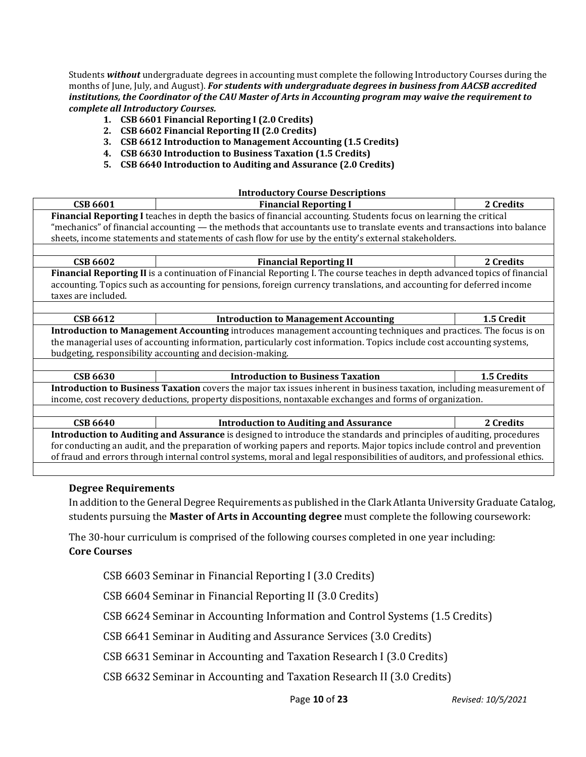Students ***without*** undergraduate degrees in accounting must complete the following Introductory Courses during the months of June, July, and August). ***For students with undergraduate degrees in business from AACSB accredited institutions, the Coordinator of the CAU Master of Arts in Accounting program may waive the requirement to complete all Introductory Courses.***

1. **CSB 6601 Financial Reporting I (2.0 Credits)**
2. **CSB 6602 Financial Reporting II (2.0 Credits)**
3. **CSB 6612 Introduction to Management Accounting (1.5 Credits)**
4. **CSB 6630 Introduction to Business Taxation (1.5 Credits)**
5. **CSB 6640 Introduction to Auditing and Assurance (2.0 Credits)**

**Introductory Course Descriptions**

| CSB 6601 | Financial Reporting I | 2 Credits |
|---|---|---|
| **Financial Reporting I** teaches in depth the basics of financial accounting. Students focus on learning the critical "mechanics" of financial accounting — the methods that accountants use to translate events and transactions into balance sheets, income statements and statements of cash flow for use by the entity's external stakeholders. | | |
| **CSB 6602** | **Financial Reporting II** | **2 Credits** |
| **Financial Reporting II** is a continuation of Financial Reporting I. The course teaches in depth advanced topics of financial accounting. Topics such as accounting for pensions, foreign currency translations, and accounting for deferred income taxes are included. | | |
| **CSB 6612** | **Introduction to Management Accounting** | **1.5 Credit** |
| **Introduction to Management Accounting** introduces management accounting techniques and practices. The focus is on the managerial uses of accounting information, particularly cost information. Topics include cost accounting systems, budgeting, responsibility accounting and decision-making. | | |
| **CSB 6630** | **Introduction to Business Taxation** | **1.5 Credits** |
| **Introduction to Business Taxation** covers the major tax issues inherent in business taxation, including measurement of income, cost recovery deductions, property dispositions, nontaxable exchanges and forms of organization. | | |
| **CSB 6640** | **Introduction to Auditing and Assurance** | **2 Credits** |
| **Introduction to Auditing and Assurance** is designed to introduce the standards and principles of auditing, procedures for conducting an audit, and the preparation of working papers and reports. Major topics include control and prevention of fraud and errors through internal control systems, moral and legal responsibilities of auditors, and professional ethics. | | |

### Degree Requirements

In addition to the General Degree Requirements as published in the Clark Atlanta University Graduate Catalog, students pursuing the **Master of Arts in Accounting degree** must complete the following coursework:

The 30-hour curriculum is comprised of the following courses completed in one year including:

**Core Courses**

CSB 6603 Seminar in Financial Reporting I (3.0 Credits)

CSB 6604 Seminar in Financial Reporting II (3.0 Credits)

CSB 6624 Seminar in Accounting Information and Control Systems (1.5 Credits)

CSB 6641 Seminar in Auditing and Assurance Services (3.0 Credits)

CSB 6631 Seminar in Accounting and Taxation Research I (3.0 Credits)

CSB 6632 Seminar in Accounting and Taxation Research II (3.0 Credits)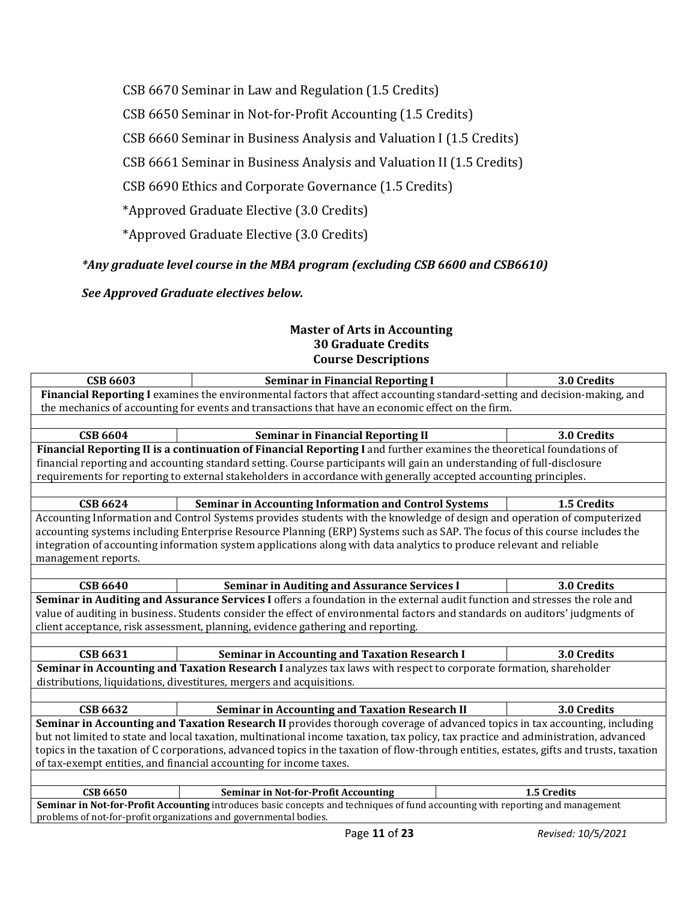CSB 6670 Seminar in Law and Regulation (1.5 Credits)

CSB 6650 Seminar in Not-for-Profit Accounting (1.5 Credits)

CSB 6660 Seminar in Business Analysis and Valuation I (1.5 Credits)

CSB 6661 Seminar in Business Analysis and Valuation II (1.5 Credits)

CSB 6690 Ethics and Corporate Governance (1.5 Credits)

*Approved Graduate Elective (3.0 Credits)

*Approved Graduate Elective (3.0 Credits)

***Any graduate level course in the MBA program (excluding CSB 6600 and CSB6610)***

***See Approved Graduate electives below.***

**Master of Arts in Accounting**
**30 Graduate Credits**
**Course Descriptions**

| CSB 6603 | Seminar in Financial Reporting I | 3.0 Credits |
|---|---|---|
| **Financial Reporting I** examines the environmental factors that affect accounting standard-setting and decision-making, and the mechanics of accounting for events and transactions that have an economic effect on the firm. | | |
| **CSB 6604** | **Seminar in Financial Reporting II** | **3.0 Credits** |
| **Financial Reporting II is a continuation of Financial Reporting I** and further examines the theoretical foundations of financial reporting and accounting standard setting. Course participants will gain an understanding of full-disclosure requirements for reporting to external stakeholders in accordance with generally accepted accounting principles. | | |
| **CSB 6624** | **Seminar in Accounting Information and Control Systems** | **1.5 Credits** |
| Accounting Information and Control Systems provides students with the knowledge of design and operation of computerized accounting systems including Enterprise Resource Planning (ERP) Systems such as SAP. The focus of this course includes the integration of accounting information system applications along with data analytics to produce relevant and reliable management reports. | | |
| **CSB 6640** | **Seminar in Auditing and Assurance Services I** | **3.0 Credits** |
| **Seminar in Auditing and Assurance Services I** offers a foundation in the external audit function and stresses the role and value of auditing in business. Students consider the effect of environmental factors and standards on auditors' judgments of client acceptance, risk assessment, planning, evidence gathering and reporting. | | |
| **CSB 6631** | **Seminar in Accounting and Taxation Research I** | **3.0 Credits** |
| **Seminar in Accounting and Taxation Research I** analyzes tax laws with respect to corporate formation, shareholder distributions, liquidations, divestitures, mergers and acquisitions. | | |
| **CSB 6632** | **Seminar in Accounting and Taxation Research II** | **3.0 Credits** |
| **Seminar in Accounting and Taxation Research II** provides thorough coverage of advanced topics in tax accounting, including but not limited to state and local taxation, multinational income taxation, tax policy, tax practice and administration, advanced topics in the taxation of C corporations, advanced topics in the taxation of flow-through entities, estates, gifts and trusts, taxation of tax-exempt entities, and financial accounting for income taxes. | | |
| **CSB 6650** | **Seminar in Not-for-Profit Accounting** | **1.5 Credits** |
| **Seminar in Not-for-Profit Accounting** introduces basic concepts and techniques of fund accounting with reporting and management problems of not-for-profit organizations and governmental bodies. | | |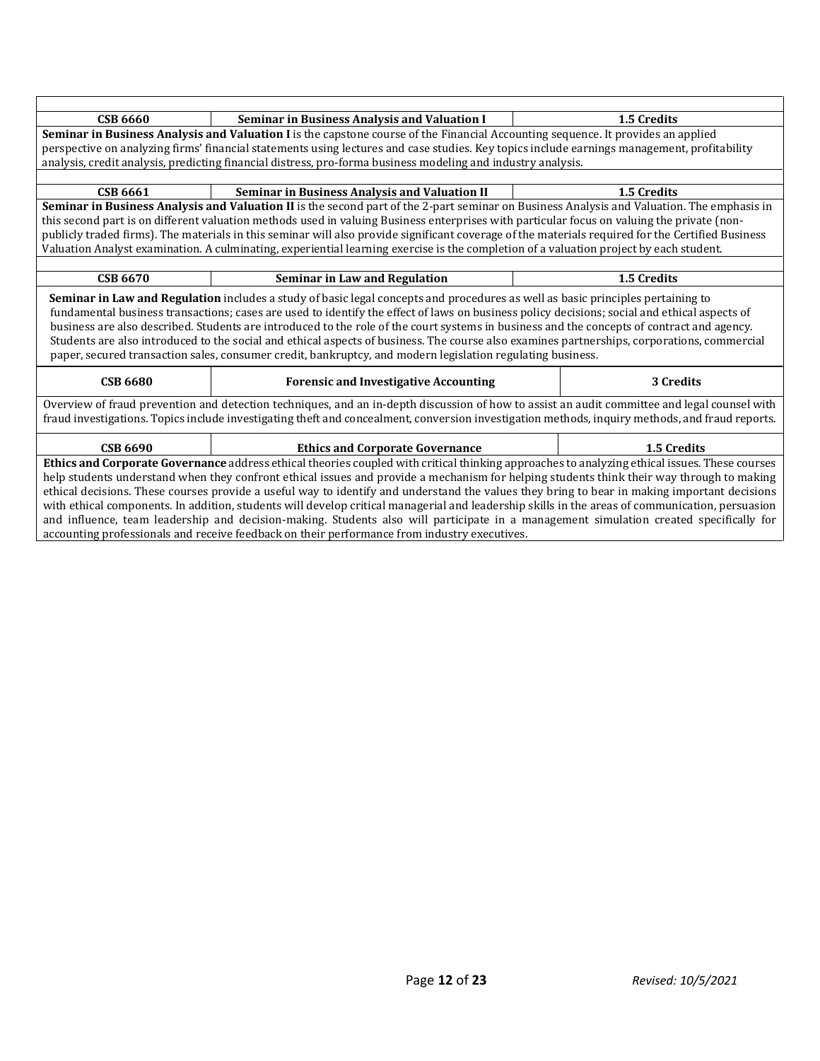| CSB 6660 | Seminar in Business Analysis and Valuation I | 1.5 Credits |
|---|---|---|

**Seminar in Business Analysis and Valuation I** is the capstone course of the Financial Accounting sequence. It provides an applied perspective on analyzing firms' financial statements using lectures and case studies. Key topics include earnings management, profitability analysis, credit analysis, predicting financial distress, pro-forma business modeling and industry analysis.

| CSB 6661 | Seminar in Business Analysis and Valuation II | 1.5 Credits |
|---|---|---|

**Seminar in Business Analysis and Valuation II** is the second part of the 2-part seminar on Business Analysis and Valuation. The emphasis in this second part is on different valuation methods used in valuing Business enterprises with particular focus on valuing the private (non-publicly traded firms). The materials in this seminar will also provide significant coverage of the materials required for the Certified Business Valuation Analyst examination. A culminating, experiential learning exercise is the completion of a valuation project by each student.

| CSB 6670 | Seminar in Law and Regulation | 1.5 Credits |
|---|---|---|

**Seminar in Law and Regulation** includes a study of basic legal concepts and procedures as well as basic principles pertaining to fundamental business transactions; cases are used to identify the effect of laws on business policy decisions; social and ethical aspects of business are also described. Students are introduced to the role of the court systems in business and the concepts of contract and agency. Students are also introduced to the social and ethical aspects of business. The course also examines partnerships, corporations, commercial paper, secured transaction sales, consumer credit, bankruptcy, and modern legislation regulating business.

| CSB 6680 | Forensic and Investigative Accounting | 3 Credits |
|---|---|---|

Overview of fraud prevention and detection techniques, and an in-depth discussion of how to assist an audit committee and legal counsel with fraud investigations. Topics include investigating theft and concealment, conversion investigation methods, inquiry methods, and fraud reports.

| CSB 6690 | Ethics and Corporate Governance | 1.5 Credits |
|---|---|---|

**Ethics and Corporate Governance** address ethical theories coupled with critical thinking approaches to analyzing ethical issues. These courses help students understand when they confront ethical issues and provide a mechanism for helping students think their way through to making ethical decisions. These courses provide a useful way to identify and understand the values they bring to bear in making important decisions with ethical components. In addition, students will develop critical managerial and leadership skills in the areas of communication, persuasion and influence, team leadership and decision-making. Students also will participate in a management simulation created specifically for accounting professionals and receive feedback on their performance from industry executives.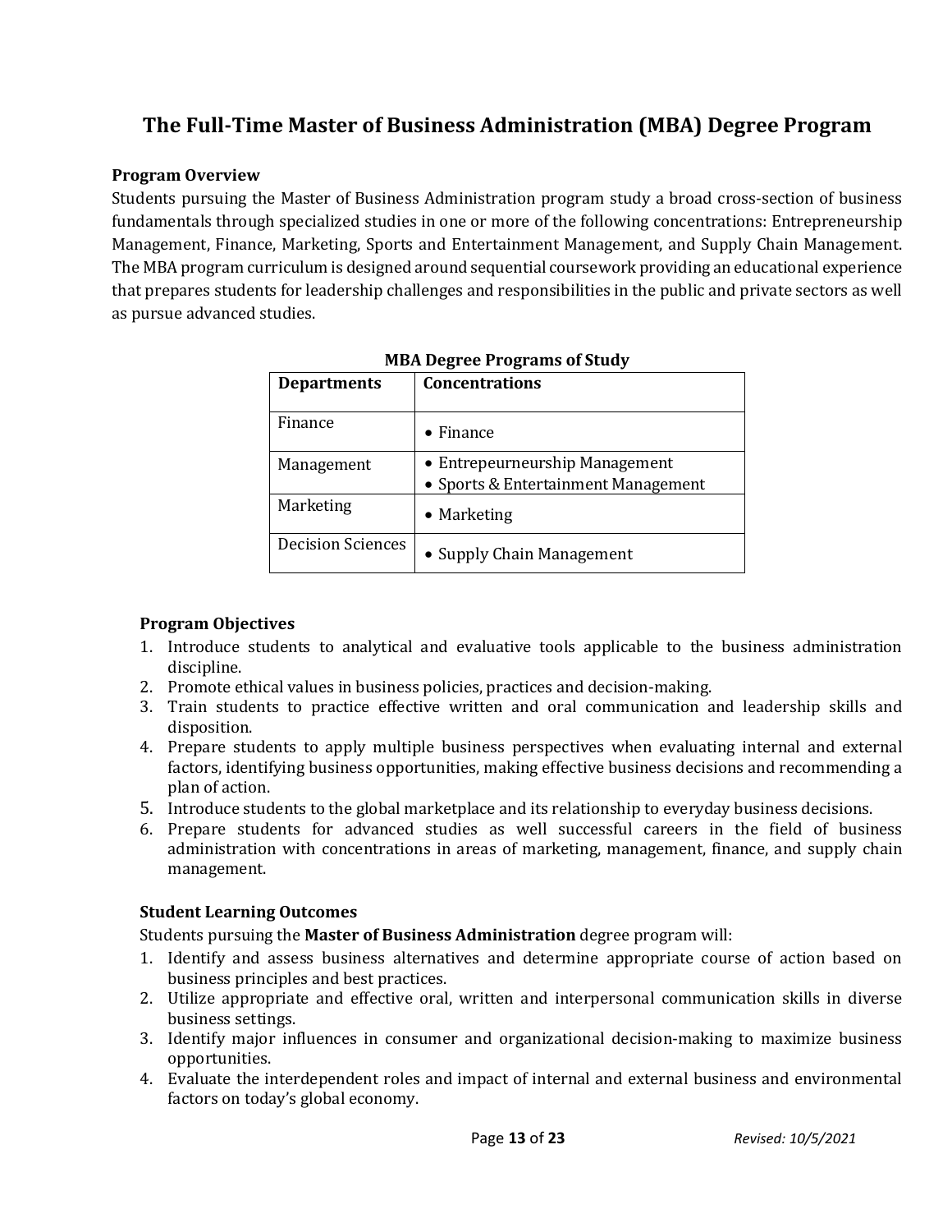# The Full-Time Master of Business Administration (MBA) Degree Program

### Program Overview

Students pursuing the Master of Business Administration program study a broad cross-section of business fundamentals through specialized studies in one or more of the following concentrations: Entrepreneurship Management, Finance, Marketing, Sports and Entertainment Management, and Supply Chain Management. The MBA program curriculum is designed around sequential coursework providing an educational experience that prepares students for leadership challenges and responsibilities in the public and private sectors as well as pursue advanced studies.

**MBA Degree Programs of Study**

| Departments | Concentrations |
|---|---|
| Finance | • Finance |
| Management | • Entrepeurneurship Management<br>• Sports & Entertainment Management |
| Marketing | • Marketing |
| Decision Sciences | • Supply Chain Management |

### Program Objectives

1. Introduce students to analytical and evaluative tools applicable to the business administration discipline.
2. Promote ethical values in business policies, practices and decision-making.
3. Train students to practice effective written and oral communication and leadership skills and disposition.
4. Prepare students to apply multiple business perspectives when evaluating internal and external factors, identifying business opportunities, making effective business decisions and recommending a plan of action.
5. Introduce students to the global marketplace and its relationship to everyday business decisions.
6. Prepare students for advanced studies as well successful careers in the field of business administration with concentrations in areas of marketing, management, finance, and supply chain management.

### Student Learning Outcomes

Students pursuing the **Master of Business Administration** degree program will:

1. Identify and assess business alternatives and determine appropriate course of action based on business principles and best practices.
2. Utilize appropriate and effective oral, written and interpersonal communication skills in diverse business settings.
3. Identify major influences in consumer and organizational decision-making to maximize business opportunities.
4. Evaluate the interdependent roles and impact of internal and external business and environmental factors on today's global economy.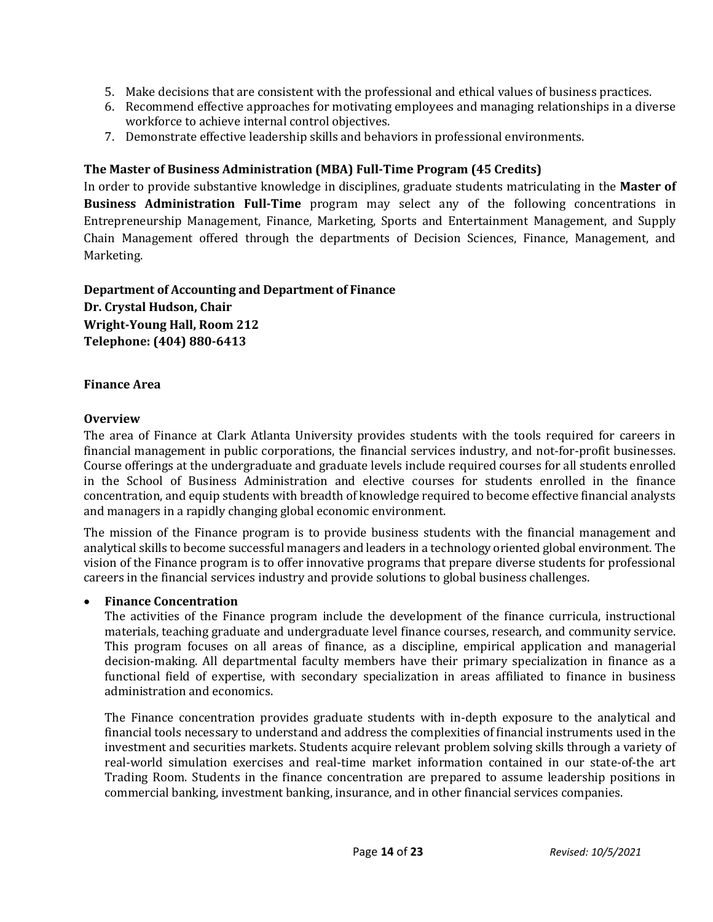5. Make decisions that are consistent with the professional and ethical values of business practices.
6. Recommend effective approaches for motivating employees and managing relationships in a diverse workforce to achieve internal control objectives.
7. Demonstrate effective leadership skills and behaviors in professional environments.

**The Master of Business Administration (MBA) Full-Time Program (45 Credits)**

In order to provide substantive knowledge in disciplines, graduate students matriculating in the **Master of Business Administration Full-Time** program may select any of the following concentrations in Entrepreneurship Management, Finance, Marketing, Sports and Entertainment Management, and Supply Chain Management offered through the departments of Decision Sciences, Finance, Management, and Marketing.

**Department of Accounting and Department of Finance**
**Dr. Crystal Hudson, Chair**
**Wright-Young Hall, Room 212**
**Telephone: (404) 880-6413**

**Finance Area**

**Overview**

The area of Finance at Clark Atlanta University provides students with the tools required for careers in financial management in public corporations, the financial services industry, and not-for-profit businesses. Course offerings at the undergraduate and graduate levels include required courses for all students enrolled in the School of Business Administration and elective courses for students enrolled in the finance concentration, and equip students with breadth of knowledge required to become effective financial analysts and managers in a rapidly changing global economic environment.

The mission of the Finance program is to provide business students with the financial management and analytical skills to become successful managers and leaders in a technology oriented global environment. The vision of the Finance program is to offer innovative programs that prepare diverse students for professional careers in the financial services industry and provide solutions to global business challenges.

- **Finance Concentration**

  The activities of the Finance program include the development of the finance curricula, instructional materials, teaching graduate and undergraduate level finance courses, research, and community service. This program focuses on all areas of finance, as a discipline, empirical application and managerial decision-making. All departmental faculty members have their primary specialization in finance as a functional field of expertise, with secondary specialization in areas affiliated to finance in business administration and economics.

  The Finance concentration provides graduate students with in-depth exposure to the analytical and financial tools necessary to understand and address the complexities of financial instruments used in the investment and securities markets. Students acquire relevant problem solving skills through a variety of real-world simulation exercises and real-time market information contained in our state-of-the art Trading Room. Students in the finance concentration are prepared to assume leadership positions in commercial banking, investment banking, insurance, and in other financial services companies.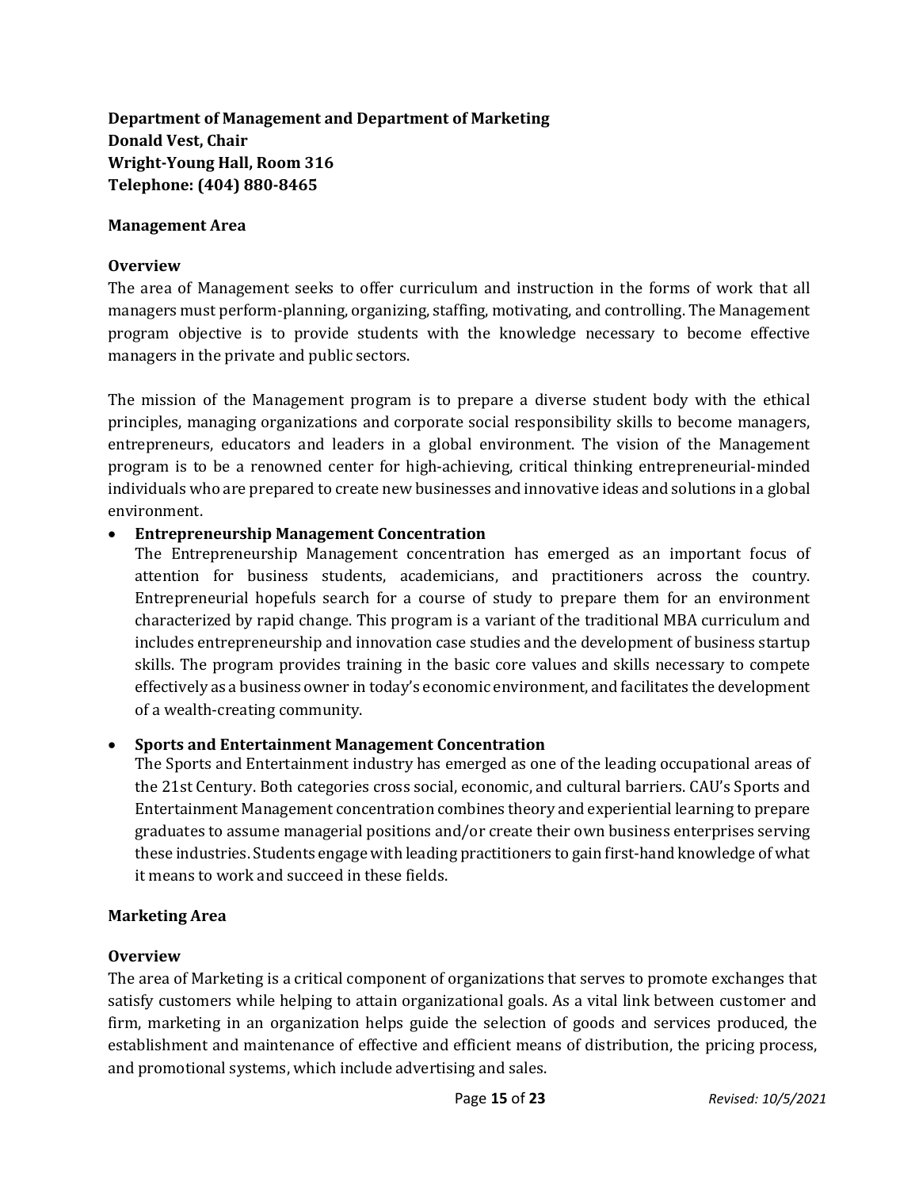**Department of Management and Department of Marketing**
**Donald Vest, Chair**
**Wright-Young Hall, Room 316**
**Telephone: (404) 880-8465**

### Management Area

#### Overview

The area of Management seeks to offer curriculum and instruction in the forms of work that all managers must perform-planning, organizing, staffing, motivating, and controlling. The Management program objective is to provide students with the knowledge necessary to become effective managers in the private and public sectors.

The mission of the Management program is to prepare a diverse student body with the ethical principles, managing organizations and corporate social responsibility skills to become managers, entrepreneurs, educators and leaders in a global environment. The vision of the Management program is to be a renowned center for high-achieving, critical thinking entrepreneurial-minded individuals who are prepared to create new businesses and innovative ideas and solutions in a global environment.

- **Entrepreneurship Management Concentration**
  The Entrepreneurship Management concentration has emerged as an important focus of attention for business students, academicians, and practitioners across the country. Entrepreneurial hopefuls search for a course of study to prepare them for an environment characterized by rapid change. This program is a variant of the traditional MBA curriculum and includes entrepreneurship and innovation case studies and the development of business startup skills. The program provides training in the basic core values and skills necessary to compete effectively as a business owner in today's economic environment, and facilitates the development of a wealth-creating community.

- **Sports and Entertainment Management Concentration**
  The Sports and Entertainment industry has emerged as one of the leading occupational areas of the 21st Century. Both categories cross social, economic, and cultural barriers. CAU's Sports and Entertainment Management concentration combines theory and experiential learning to prepare graduates to assume managerial positions and/or create their own business enterprises serving these industries. Students engage with leading practitioners to gain first-hand knowledge of what it means to work and succeed in these fields.

### Marketing Area

#### Overview

The area of Marketing is a critical component of organizations that serves to promote exchanges that satisfy customers while helping to attain organizational goals. As a vital link between customer and firm, marketing in an organization helps guide the selection of goods and services produced, the establishment and maintenance of effective and efficient means of distribution, the pricing process, and promotional systems, which include advertising and sales.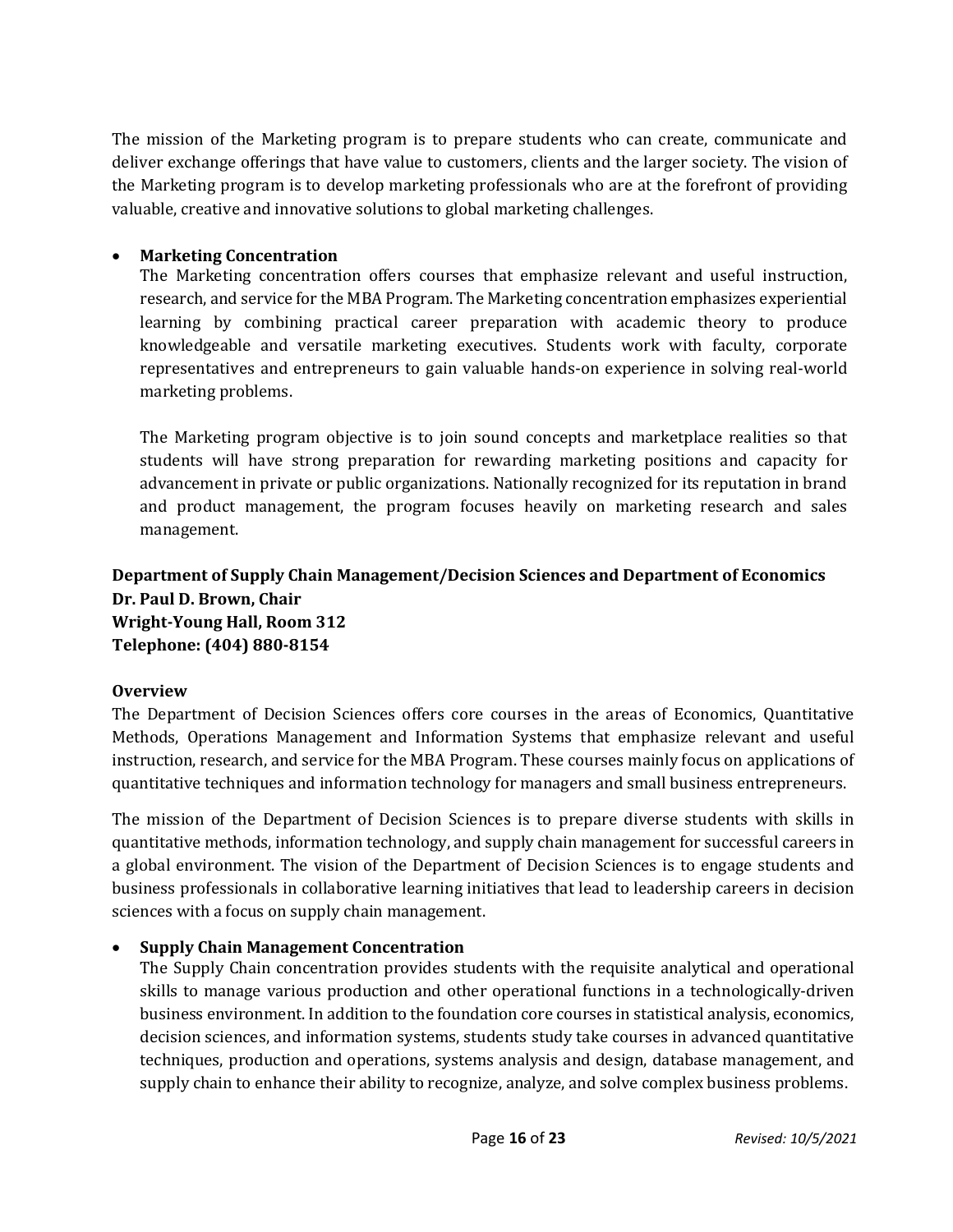The mission of the Marketing program is to prepare students who can create, communicate and deliver exchange offerings that have value to customers, clients and the larger society. The vision of the Marketing program is to develop marketing professionals who are at the forefront of providing valuable, creative and innovative solutions to global marketing challenges.

- **Marketing Concentration**
  The Marketing concentration offers courses that emphasize relevant and useful instruction, research, and service for the MBA Program. The Marketing concentration emphasizes experiential learning by combining practical career preparation with academic theory to produce knowledgeable and versatile marketing executives. Students work with faculty, corporate representatives and entrepreneurs to gain valuable hands-on experience in solving real-world marketing problems.

  The Marketing program objective is to join sound concepts and marketplace realities so that students will have strong preparation for rewarding marketing positions and capacity for advancement in private or public organizations. Nationally recognized for its reputation in brand and product management, the program focuses heavily on marketing research and sales management.

**Department of Supply Chain Management/Decision Sciences and Department of Economics**
**Dr. Paul D. Brown, Chair**
**Wright-Young Hall, Room 312**
**Telephone: (404) 880-8154**

**Overview**

The Department of Decision Sciences offers core courses in the areas of Economics, Quantitative Methods, Operations Management and Information Systems that emphasize relevant and useful instruction, research, and service for the MBA Program. These courses mainly focus on applications of quantitative techniques and information technology for managers and small business entrepreneurs.

The mission of the Department of Decision Sciences is to prepare diverse students with skills in quantitative methods, information technology, and supply chain management for successful careers in a global environment. The vision of the Department of Decision Sciences is to engage students and business professionals in collaborative learning initiatives that lead to leadership careers in decision sciences with a focus on supply chain management.

- **Supply Chain Management Concentration**
  The Supply Chain concentration provides students with the requisite analytical and operational skills to manage various production and other operational functions in a technologically-driven business environment. In addition to the foundation core courses in statistical analysis, economics, decision sciences, and information systems, students study take courses in advanced quantitative techniques, production and operations, systems analysis and design, database management, and supply chain to enhance their ability to recognize, analyze, and solve complex business problems.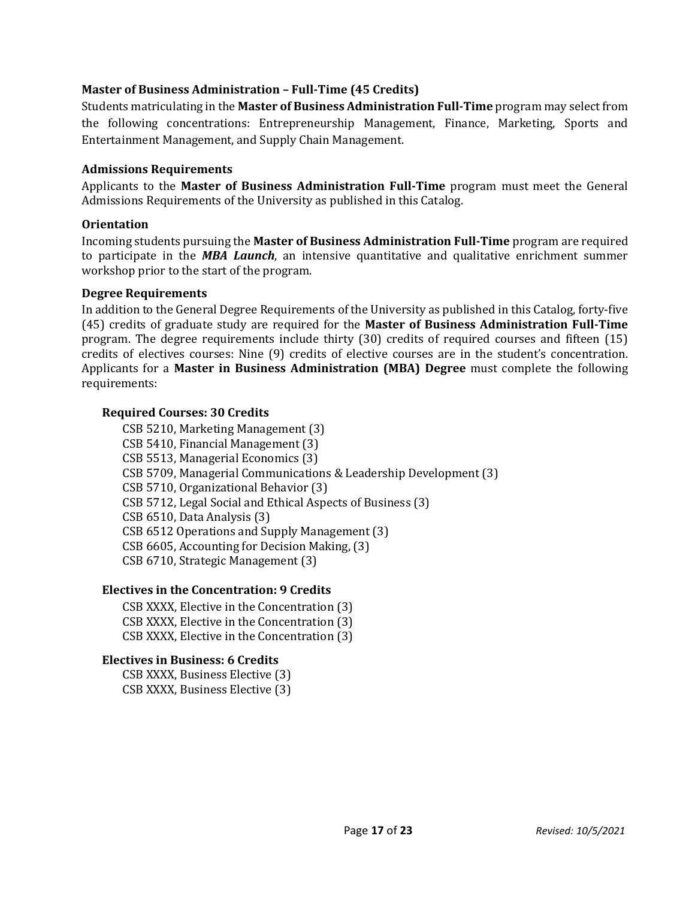### Master of Business Administration – Full-Time (45 Credits)

Students matriculating in the **Master of Business Administration Full-Time** program may select from the following concentrations: Entrepreneurship Management, Finance, Marketing, Sports and Entertainment Management, and Supply Chain Management.

#### Admissions Requirements

Applicants to the **Master of Business Administration Full-Time** program must meet the General Admissions Requirements of the University as published in this Catalog.

#### Orientation

Incoming students pursuing the **Master of Business Administration Full-Time** program are required to participate in the ***MBA Launch***, an intensive quantitative and qualitative enrichment summer workshop prior to the start of the program.

#### Degree Requirements

In addition to the General Degree Requirements of the University as published in this Catalog, forty-five (45) credits of graduate study are required for the **Master of Business Administration Full-Time** program. The degree requirements include thirty (30) credits of required courses and fifteen (15) credits of electives courses: Nine (9) credits of elective courses are in the student's concentration. Applicants for a **Master in Business Administration (MBA) Degree** must complete the following requirements:

**Required Courses: 30 Credits**

- CSB 5210, Marketing Management (3)
- CSB 5410, Financial Management (3)
- CSB 5513, Managerial Economics (3)
- CSB 5709, Managerial Communications & Leadership Development (3)
- CSB 5710, Organizational Behavior (3)
- CSB 5712, Legal Social and Ethical Aspects of Business (3)
- CSB 6510, Data Analysis (3)
- CSB 6512 Operations and Supply Management (3)
- CSB 6605, Accounting for Decision Making, (3)
- CSB 6710, Strategic Management (3)

**Electives in the Concentration: 9 Credits**

- CSB XXXX, Elective in the Concentration (3)
- CSB XXXX, Elective in the Concentration (3)
- CSB XXXX, Elective in the Concentration (3)

**Electives in Business: 6 Credits**

- CSB XXXX, Business Elective (3)
- CSB XXXX, Business Elective (3)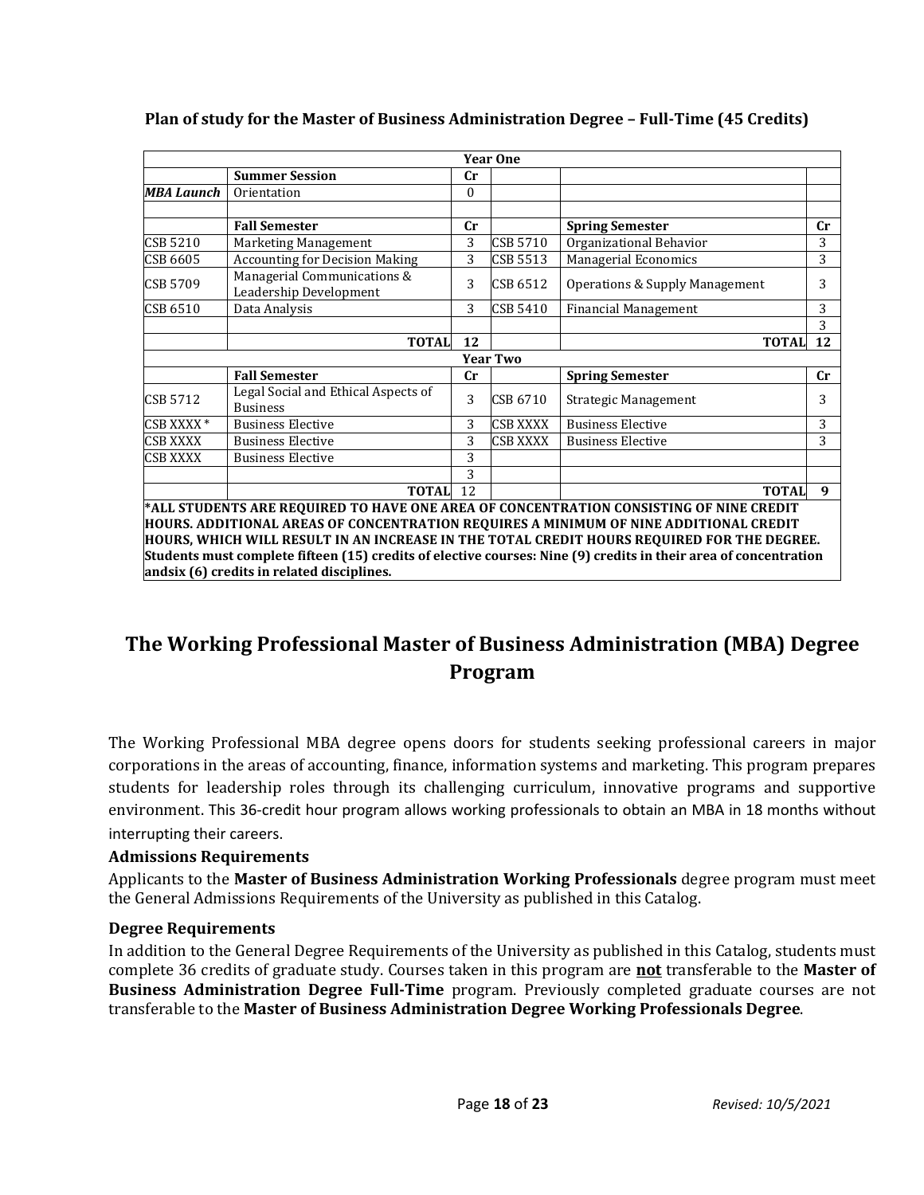**Plan of study for the Master of Business Administration Degree – Full-Time (45 Credits)**

| | | | | | |
|---|---|---|---|---|---|
| | | **Year One** | | | |
| | **Summer Session** | **Cr** | | | |
| ***MBA Launch*** | Orientation | 0 | | | |
| | | | | | |
| | **Fall Semester** | **Cr** | | **Spring Semester** | **Cr** |
| CSB 5210 | Marketing Management | 3 | CSB 5710 | Organizational Behavior | 3 |
| CSB 6605 | Accounting for Decision Making | 3 | CSB 5513 | Managerial Economics | 3 |
| CSB 5709 | Managerial Communications & Leadership Development | 3 | CSB 6512 | Operations & Supply Management | 3 |
| CSB 6510 | Data Analysis | 3 | CSB 5410 | Financial Management | 3 |
| | | | | | 3 |
| | **TOTAL** | **12** | | **TOTAL** | **12** |
| | | **Year Two** | | | |
| | **Fall Semester** | **Cr** | | **Spring Semester** | **Cr** |
| CSB 5712 | Legal Social and Ethical Aspects of Business | 3 | CSB 6710 | Strategic Management | 3 |
| CSB XXXX * | Business Elective | 3 | CSB XXXX | Business Elective | 3 |
| CSB XXXX | Business Elective | 3 | CSB XXXX | Business Elective | 3 |
| CSB XXXX | Business Elective | 3 | | | |
| | | 3 | | | |
| | **TOTAL** | 12 | | **TOTAL** | **9** |

**\*ALL STUDENTS ARE REQUIRED TO HAVE ONE AREA OF CONCENTRATION CONSISTING OF NINE CREDIT HOURS. ADDITIONAL AREAS OF CONCENTRATION REQUIRES A MINIMUM OF NINE ADDITIONAL CREDIT HOURS, WHICH WILL RESULT IN AN INCREASE IN THE TOTAL CREDIT HOURS REQUIRED FOR THE DEGREE. Students must complete fifteen (15) credits of elective courses: Nine (9) credits in their area of concentration andsix (6) credits in related disciplines.**

# The Working Professional Master of Business Administration (MBA) Degree Program

The Working Professional MBA degree opens doors for students seeking professional careers in major corporations in the areas of accounting, finance, information systems and marketing. This program prepares students for leadership roles through its challenging curriculum, innovative programs and supportive environment. This 36-credit hour program allows working professionals to obtain an MBA in 18 months without interrupting their careers.

### Admissions Requirements

Applicants to the **Master of Business Administration Working Professionals** degree program must meet the General Admissions Requirements of the University as published in this Catalog.

### Degree Requirements

In addition to the General Degree Requirements of the University as published in this Catalog, students must complete 36 credits of graduate study. Courses taken in this program are **not** transferable to the **Master of Business Administration Degree Full-Time** program. Previously completed graduate courses are not transferable to the **Master of Business Administration Degree Working Professionals Degree**.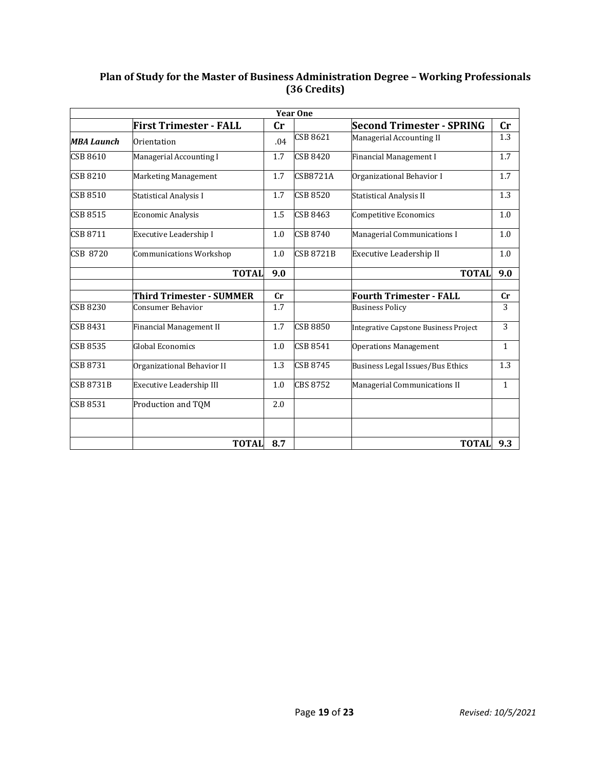## Plan of Study for the Master of Business Administration Degree – Working Professionals (36 Credits)

| Year One | | | | | |
|---|---|---|---|---|---|
| | **First Trimester - FALL** | **Cr** | | **Second Trimester - SPRING** | **Cr** |
| ***MBA Launch*** | Orientation | .04 | CSB 8621 | Managerial Accounting II | 1.3 |
| CSB 8610 | Managerial Accounting I | 1.7 | CSB 8420 | Financial Management I | 1.7 |
| CSB 8210 | Marketing Management | 1.7 | CSB8721A | Organizational Behavior I | 1.7 |
| CSB 8510 | Statistical Analysis I | 1.7 | CSB 8520 | Statistical Analysis II | 1.3 |
| CSB 8515 | Economic Analysis | 1.5 | CSB 8463 | Competitive Economics | 1.0 |
| CSB 8711 | Executive Leadership I | 1.0 | CSB 8740 | Managerial Communications I | 1.0 |
| CSB 8720 | Communications Workshop | 1.0 | CSB 8721B | Executive Leadership II | 1.0 |
| | **TOTAL** | **9.0** | | **TOTAL** | **9.0** |
| | | | | | |
| | **Third Trimester - SUMMER** | **Cr** | | **Fourth Trimester - FALL** | **Cr** |
| CSB 8230 | Consumer Behavior | 1.7 | | Business Policy | 3 |
| CSB 8431 | Financial Management II | 1.7 | CSB 8850 | Integrative Capstone Business Project | 3 |
| CSB 8535 | Global Economics | 1.0 | CSB 8541 | Operations Management | 1 |
| CSB 8731 | Organizational Behavior II | 1.3 | CSB 8745 | Business Legal Issues/Bus Ethics | 1.3 |
| CSB 8731B | Executive Leadership III | 1.0 | CBS 8752 | Managerial Communications II | 1 |
| CSB 8531 | Production and TQM | 2.0 | | | |
| | | | | | |
| | **TOTAL** | **8.7** | | **TOTAL** | **9.3** |

*Revised: 10/5/2021*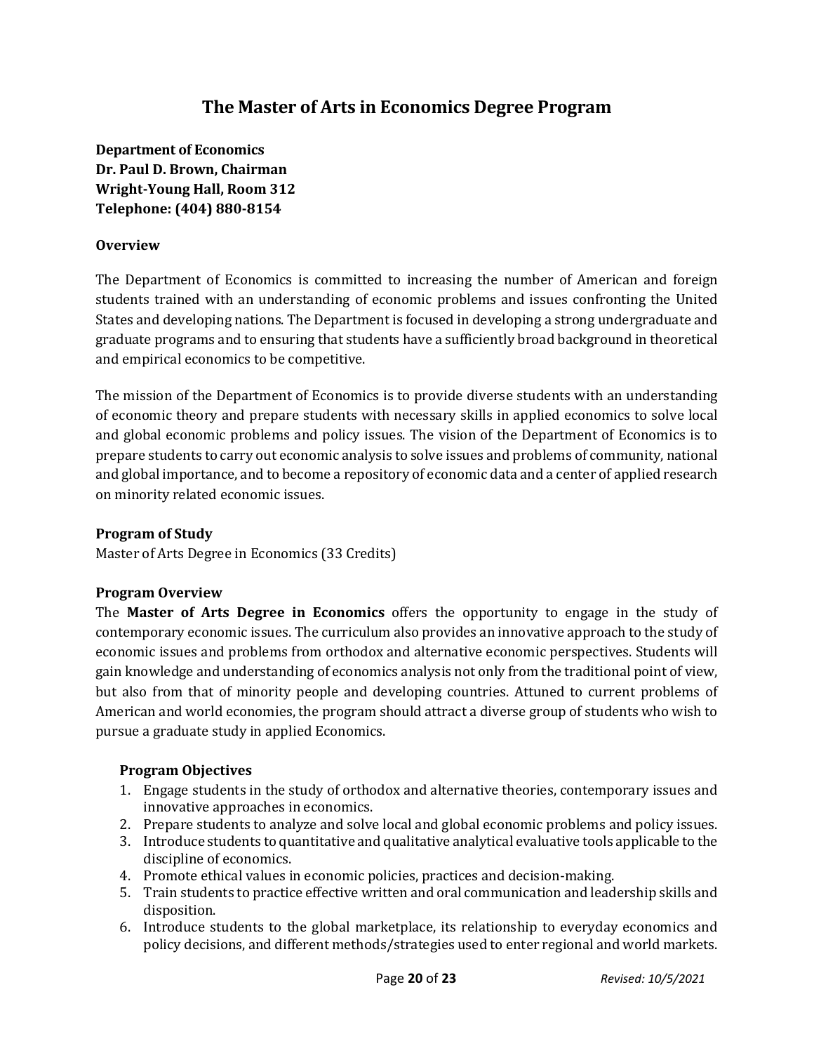# The Master of Arts in Economics Degree Program

**Department of Economics**
**Dr. Paul D. Brown, Chairman**
**Wright-Young Hall, Room 312**
**Telephone: (404) 880-8154**

### Overview

The Department of Economics is committed to increasing the number of American and foreign students trained with an understanding of economic problems and issues confronting the United States and developing nations. The Department is focused in developing a strong undergraduate and graduate programs and to ensuring that students have a sufficiently broad background in theoretical and empirical economics to be competitive.

The mission of the Department of Economics is to provide diverse students with an understanding of economic theory and prepare students with necessary skills in applied economics to solve local and global economic problems and policy issues. The vision of the Department of Economics is to prepare students to carry out economic analysis to solve issues and problems of community, national and global importance, and to become a repository of economic data and a center of applied research on minority related economic issues.

### Program of Study

Master of Arts Degree in Economics (33 Credits)

### Program Overview

The **Master of Arts Degree in Economics** offers the opportunity to engage in the study of contemporary economic issues. The curriculum also provides an innovative approach to the study of economic issues and problems from orthodox and alternative economic perspectives. Students will gain knowledge and understanding of economics analysis not only from the traditional point of view, but also from that of minority people and developing countries. Attuned to current problems of American and world economies, the program should attract a diverse group of students who wish to pursue a graduate study in applied Economics.

#### Program Objectives

1. Engage students in the study of orthodox and alternative theories, contemporary issues and innovative approaches in economics.
2. Prepare students to analyze and solve local and global economic problems and policy issues.
3. Introduce students to quantitative and qualitative analytical evaluative tools applicable to the discipline of economics.
4. Promote ethical values in economic policies, practices and decision-making.
5. Train students to practice effective written and oral communication and leadership skills and disposition.
6. Introduce students to the global marketplace, its relationship to everyday economics and policy decisions, and different methods/strategies used to enter regional and world markets.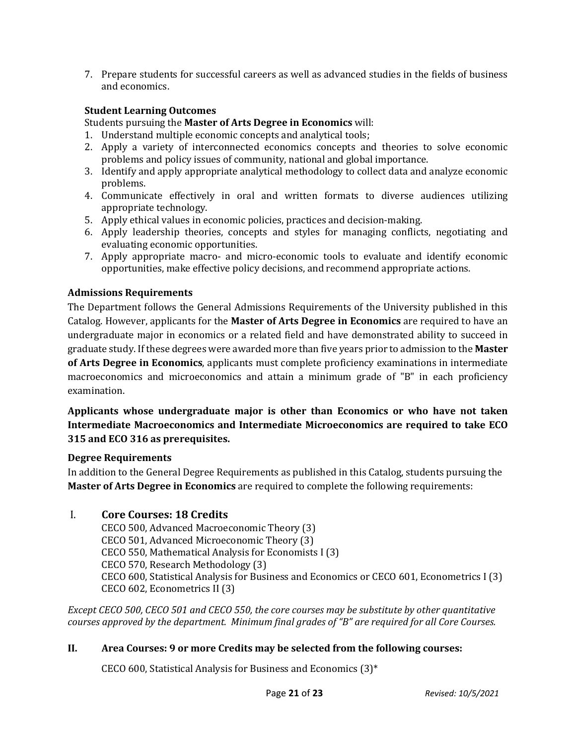7. Prepare students for successful careers as well as advanced studies in the fields of business and economics.

**Student Learning Outcomes**

Students pursuing the **Master of Arts Degree in Economics** will:

1. Understand multiple economic concepts and analytical tools;
2. Apply a variety of interconnected economics concepts and theories to solve economic problems and policy issues of community, national and global importance.
3. Identify and apply appropriate analytical methodology to collect data and analyze economic problems.
4. Communicate effectively in oral and written formats to diverse audiences utilizing appropriate technology.
5. Apply ethical values in economic policies, practices and decision-making.
6. Apply leadership theories, concepts and styles for managing conflicts, negotiating and evaluating economic opportunities.
7. Apply appropriate macro- and micro-economic tools to evaluate and identify economic opportunities, make effective policy decisions, and recommend appropriate actions.

### Admissions Requirements

The Department follows the General Admissions Requirements of the University published in this Catalog. However, applicants for the **Master of Arts Degree in Economics** are required to have an undergraduate major in economics or a related field and have demonstrated ability to succeed in graduate study. If these degrees were awarded more than five years prior to admission to the **Master of Arts Degree in Economics**, applicants must complete proficiency examinations in intermediate macroeconomics and microeconomics and attain a minimum grade of "B" in each proficiency examination.

**Applicants whose undergraduate major is other than Economics or who have not taken Intermediate Macroeconomics and Intermediate Microeconomics are required to take ECO 315 and ECO 316 as prerequisites.**

### Degree Requirements

In addition to the General Degree Requirements as published in this Catalog, students pursuing the **Master of Arts Degree in Economics** are required to complete the following requirements:

#### I. Core Courses: 18 Credits

CECO 500, Advanced Macroeconomic Theory (3)
CECO 501, Advanced Microeconomic Theory (3)
CECO 550, Mathematical Analysis for Economists I (3)
CECO 570, Research Methodology (3)
CECO 600, Statistical Analysis for Business and Economics or CECO 601, Econometrics I (3)
CECO 602, Econometrics II (3)

*Except CECO 500, CECO 501 and CECO 550, the core courses may be substitute by other quantitative courses approved by the department. Minimum final grades of "B" are required for all Core Courses.*

#### II. Area Courses: 9 or more Credits may be selected from the following courses:

CECO 600, Statistical Analysis for Business and Economics (3)*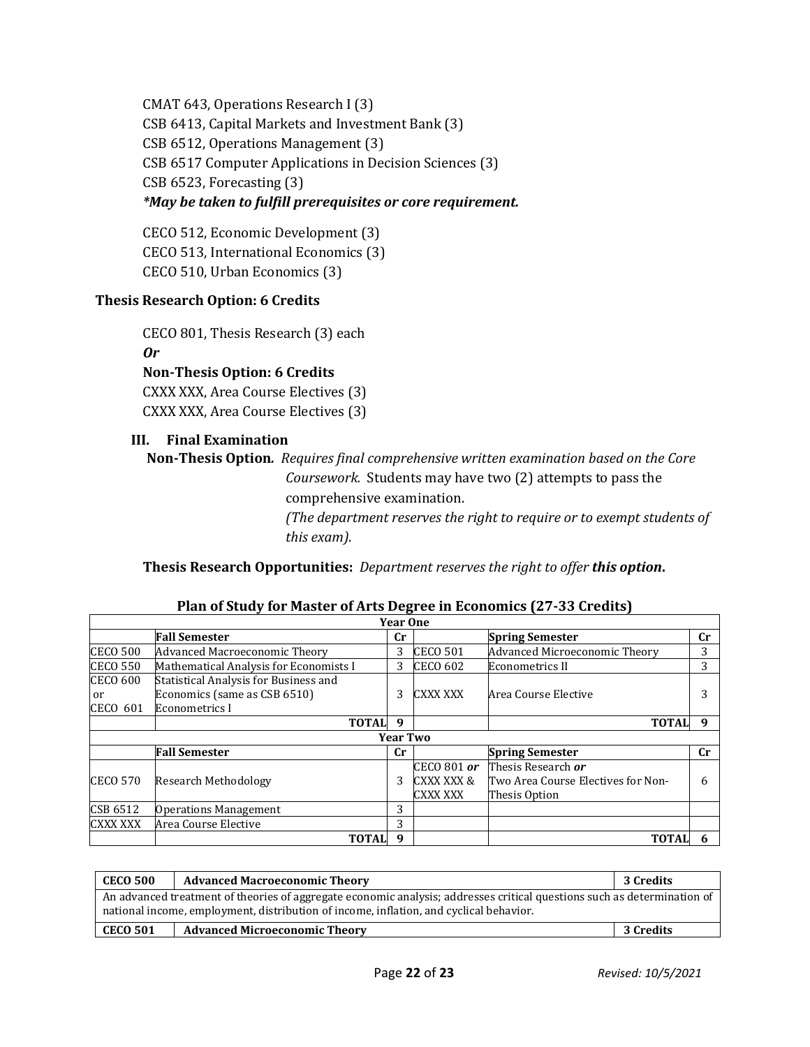CMAT 643, Operations Research I (3)
CSB 6413, Capital Markets and Investment Bank (3)
CSB 6512, Operations Management (3)
CSB 6517 Computer Applications in Decision Sciences (3)
CSB 6523, Forecasting (3)
***May be taken to fulfill prerequisites or core requirement.***

CECO 512, Economic Development (3)
CECO 513, International Economics (3)
CECO 510, Urban Economics (3)

**Thesis Research Option: 6 Credits**

CECO 801, Thesis Research (3) each
***Or***
**Non-Thesis Option: 6 Credits**
CXXX XXX, Area Course Electives (3)
CXXX XXX, Area Course Electives (3)

### III. Final Examination

**Non-Thesis Option.** *Requires final comprehensive written examination based on the Core Coursework.* Students may have two (2) attempts to pass the comprehensive examination.
*(The department reserves the right to require or to exempt students of this exam).*

**Thesis Research Opportunities:** *Department reserves the right to offer* ***this option*.**

**Plan of Study for Master of Arts Degree in Economics (27-33 Credits)**

| | | | | | |
|---|---|---|---|---|---|
| **Year One** | | | | | |
| | **Fall Semester** | **Cr** | | **Spring Semester** | **Cr** |
| CECO 500 | Advanced Macroeconomic Theory | 3 | CECO 501 | Advanced Microeconomic Theory | 3 |
| CECO 550 | Mathematical Analysis for Economists I | 3 | CECO 602 | Econometrics II | 3 |
| CECO 600 or CECO 601 | Statistical Analysis for Business and Economics (same as CSB 6510) Econometrics I | 3 | CXXX XXX | Area Course Elective | 3 |
| | **TOTAL** | **9** | | **TOTAL** | **9** |
| **Year Two** | | | | | |
| | **Fall Semester** | **Cr** | | **Spring Semester** | **Cr** |
| CECO 570 | Research Methodology | 3 | CECO 801 *or* CXXX XXX & CXXX XXX | Thesis Research *or* Two Area Course Electives for Non-Thesis Option | 6 |
| CSB 6512 | Operations Management | 3 | | | |
| CXXX XXX | Area Course Elective | 3 | | | |
| | **TOTAL** | **9** | | **TOTAL** | **6** |

| **CECO 500** | **Advanced Macroeconomic Theory** | **3 Credits** |
|---|---|---|
| An advanced treatment of theories of aggregate economic analysis; addresses critical questions such as determination of national income, employment, distribution of income, inflation, and cyclical behavior. | | |
| **CECO 501** | **Advanced Microeconomic Theory** | **3 Credits** |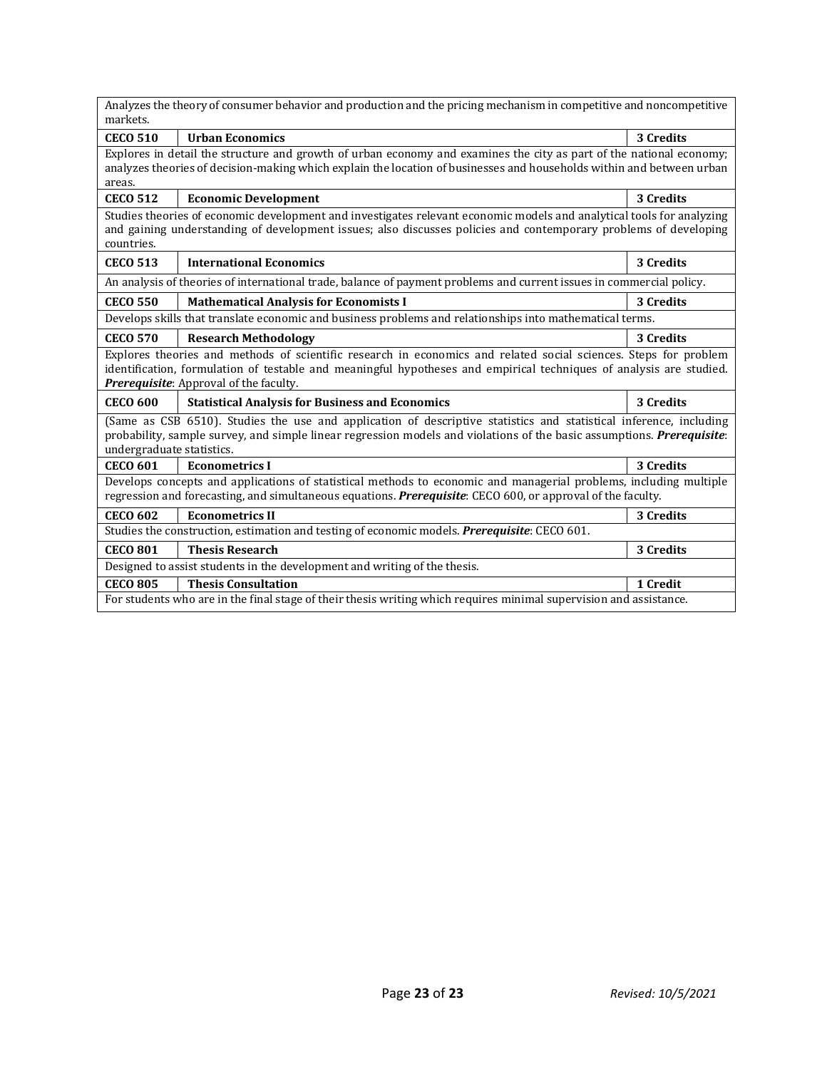| | | |
|---|---|---|
| Analyzes the theory of consumer behavior and production and the pricing mechanism in competitive and noncompetitive markets. | | |
| **CECO 510** | **Urban Economics** | **3 Credits** |
| Explores in detail the structure and growth of urban economy and examines the city as part of the national economy; analyzes theories of decision-making which explain the location of businesses and households within and between urban areas. | | |
| **CECO 512** | **Economic Development** | **3 Credits** |
| Studies theories of economic development and investigates relevant economic models and analytical tools for analyzing and gaining understanding of development issues; also discusses policies and contemporary problems of developing countries. | | |
| **CECO 513** | **International Economics** | **3 Credits** |
| An analysis of theories of international trade, balance of payment problems and current issues in commercial policy. | | |
| **CECO 550** | **Mathematical Analysis for Economists I** | **3 Credits** |
| Develops skills that translate economic and business problems and relationships into mathematical terms. | | |
| **CECO 570** | **Research Methodology** | **3 Credits** |
| Explores theories and methods of scientific research in economics and related social sciences. Steps for problem identification, formulation of testable and meaningful hypotheses and empirical techniques of analysis are studied. ***Prerequisite***: Approval of the faculty. | | |
| **CECO 600** | **Statistical Analysis for Business and Economics** | **3 Credits** |
| (Same as CSB 6510). Studies the use and application of descriptive statistics and statistical inference, including probability, sample survey, and simple linear regression models and violations of the basic assumptions. ***Prerequisite***: undergraduate statistics. | | |
| **CECO 601** | **Econometrics I** | **3 Credits** |
| Develops concepts and applications of statistical methods to economic and managerial problems, including multiple regression and forecasting, and simultaneous equations. ***Prerequisite***: CECO 600, or approval of the faculty. | | |
| **CECO 602** | **Econometrics II** | **3 Credits** |
| Studies the construction, estimation and testing of economic models. ***Prerequisite***: CECO 601. | | |
| **CECO 801** | **Thesis Research** | **3 Credits** |
| Designed to assist students in the development and writing of the thesis. | | |
| **CECO 805** | **Thesis Consultation** | **1 Credit** |
| For students who are in the final stage of their thesis writing which requires minimal supervision and assistance. | | |

*Revised: 10/5/2021*